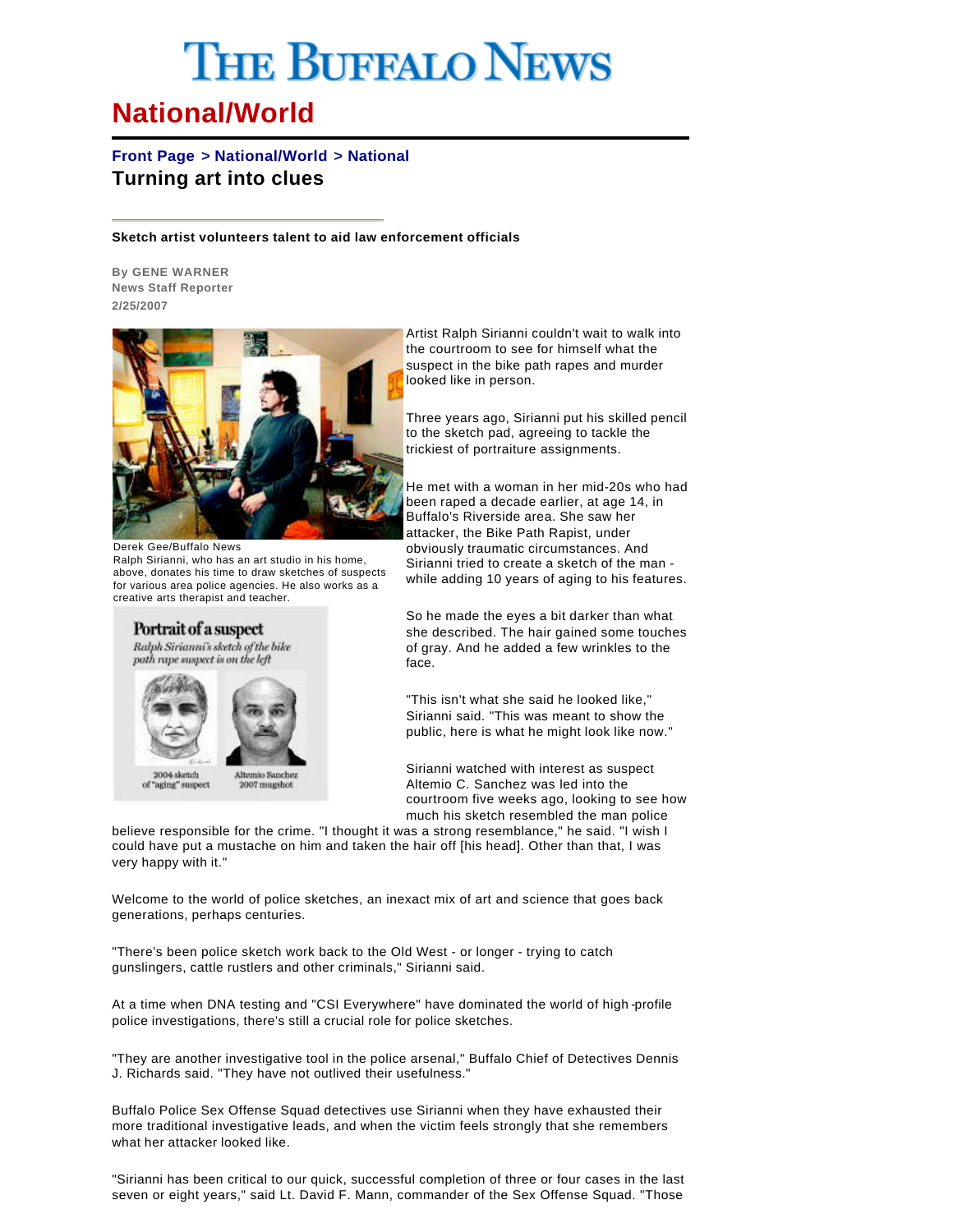# The Buffalo News

## National/World

**Front Page > National/World > National**

## Turning art into clues

**Sketch artist volunteers talent to aid law enforcement officials**

**By GENE WARNER**
**News Staff Reporter**
**2/25/2007**

Derek Gee/Buffalo News
Ralph Sirianni, who has an art studio in his home, above, donates his time to draw sketches of suspects for various area police agencies. He also works as a creative arts therapist and teacher.

**Portrait of a suspect**
*Ralph Sirianni's sketch of the bike path rape suspect is on the left*

2004 sketch of "aging" suspect — Altemio Sanchez 2007 mugshot

Artist Ralph Sirianni couldn't wait to walk into the courtroom to see for himself what the suspect in the bike path rapes and murder looked like in person.

Three years ago, Sirianni put his skilled pencil to the sketch pad, agreeing to tackle the trickiest of portraiture assignments.

He met with a woman in her mid-20s who had been raped a decade earlier, at age 14, in Buffalo's Riverside area. She saw her attacker, the Bike Path Rapist, under obviously traumatic circumstances. And Sirianni tried to create a sketch of the man - while adding 10 years of aging to his features.

So he made the eyes a bit darker than what she described. The hair gained some touches of gray. And he added a few wrinkles to the face.

"This isn't what she said he looked like," Sirianni said. "This was meant to show the public, here is what he might look like now."

Sirianni watched with interest as suspect Altemio C. Sanchez was led into the courtroom five weeks ago, looking to see how much his sketch resembled the man police believe responsible for the crime. "I thought it was a strong resemblance," he said. "I wish I could have put a mustache on him and taken the hair off [his head]. Other than that, I was very happy with it."

Welcome to the world of police sketches, an inexact mix of art and science that goes back generations, perhaps centuries.

"There's been police sketch work back to the Old West - or longer - trying to catch gunslingers, cattle rustlers and other criminals," Sirianni said.

At a time when DNA testing and "CSI Everywhere" have dominated the world of high-profile police investigations, there's still a crucial role for police sketches.

"They are another investigative tool in the police arsenal," Buffalo Chief of Detectives Dennis J. Richards said. "They have not outlived their usefulness."

Buffalo Police Sex Offense Squad detectives use Sirianni when they have exhausted their more traditional investigative leads, and when the victim feels strongly that she remembers what her attacker looked like.

"Sirianni has been critical to our quick, successful completion of three or four cases in the last seven or eight years," said Lt. David F. Mann, commander of the Sex Offense Squad. "Those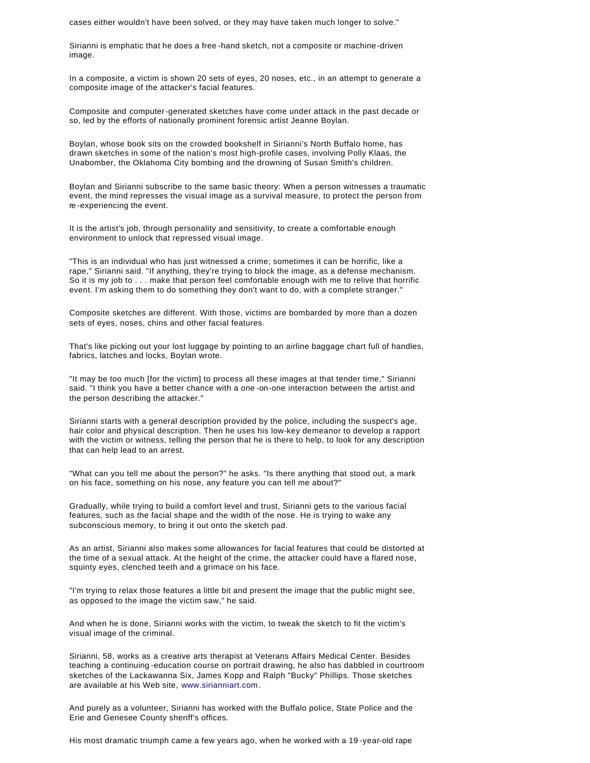cases either wouldn't have been solved, or they may have taken much longer to solve."

Sirianni is emphatic that he does a free-hand sketch, not a composite or machine-driven image.

In a composite, a victim is shown 20 sets of eyes, 20 noses, etc., in an attempt to generate a composite image of the attacker's facial features.

Composite and computer-generated sketches have come under attack in the past decade or so, led by the efforts of nationally prominent forensic artist Jeanne Boylan.

Boylan, whose book sits on the crowded bookshelf in Sirianni's North Buffalo home, has drawn sketches in some of the nation's most high-profile cases, involving Polly Klaas, the Unabomber, the Oklahoma City bombing and the drowning of Susan Smith's children.

Boylan and Sirianni subscribe to the same basic theory: When a person witnesses a traumatic event, the mind represses the visual image as a survival measure, to protect the person from re-experiencing the event.

It is the artist's job, through personality and sensitivity, to create a comfortable enough environment to unlock that repressed visual image.

"This is an individual who has just witnessed a crime; sometimes it can be horrific, like a rape," Sirianni said. "If anything, they're trying to block the image, as a defense mechanism. So it is my job to . . . make that person feel comfortable enough with me to relive that horrific event. I'm asking them to do something they don't want to do, with a complete stranger."

Composite sketches are different. With those, victims are bombarded by more than a dozen sets of eyes, noses, chins and other facial features.

That's like picking out your lost luggage by pointing to an airline baggage chart full of handles, fabrics, latches and locks, Boylan wrote.

"It may be too much [for the victim] to process all these images at that tender time," Sirianni said. "I think you have a better chance with a one-on-one interaction between the artist and the person describing the attacker."

Sirianni starts with a general description provided by the police, including the suspect's age, hair color and physical description. Then he uses his low-key demeanor to develop a rapport with the victim or witness, telling the person that he is there to help, to look for any description that can help lead to an arrest.

"What can you tell me about the person?" he asks. "Is there anything that stood out, a mark on his face, something on his nose, any feature you can tell me about?"

Gradually, while trying to build a comfort level and trust, Sirianni gets to the various facial features, such as the facial shape and the width of the nose. He is trying to wake any subconscious memory, to bring it out onto the sketch pad.

As an artist, Sirianni also makes some allowances for facial features that could be distorted at the time of a sexual attack. At the height of the crime, the attacker could have a flared nose, squinty eyes, clenched teeth and a grimace on his face.

"I'm trying to relax those features a little bit and present the image that the public might see, as opposed to the image the victim saw," he said.

And when he is done, Sirianni works with the victim, to tweak the sketch to fit the victim's visual image of the criminal.

Sirianni, 58, works as a creative arts therapist at Veterans Affairs Medical Center. Besides teaching a continuing-education course on portrait drawing, he also has dabbled in courtroom sketches of the Lackawanna Six, James Kopp and Ralph "Bucky" Phillips. Those sketches are available at his Web site, www.sirianniart.com.

And purely as a volunteer, Sirianni has worked with the Buffalo police, State Police and the Erie and Genesee County sheriff's offices.

His most dramatic triumph came a few years ago, when he worked with a 19-year-old rape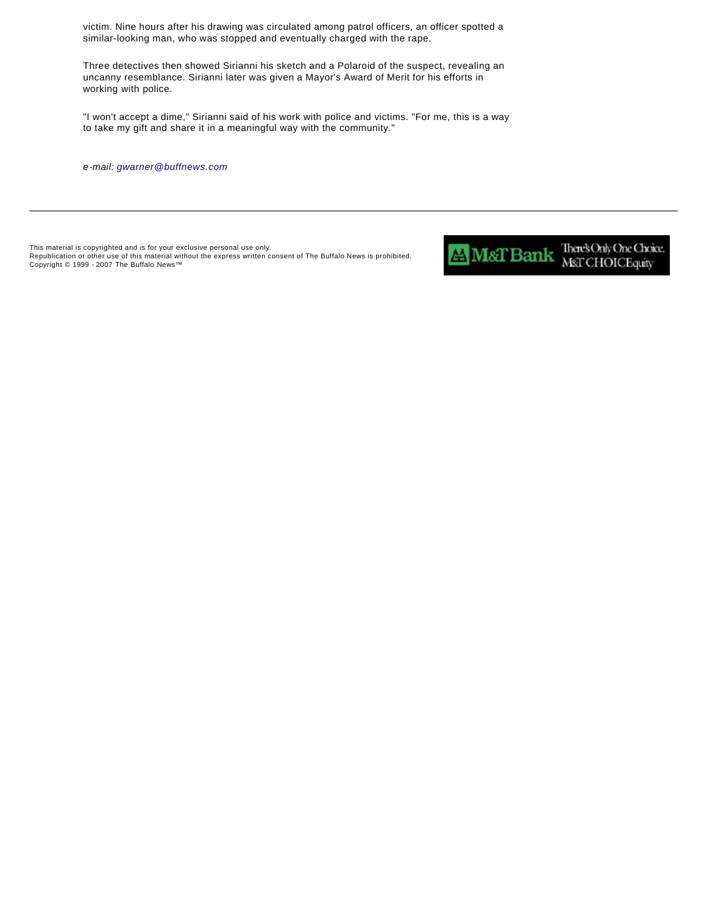victim. Nine hours after his drawing was circulated among patrol officers, an officer spotted a similar-looking man, who was stopped and eventually charged with the rape.

Three detectives then showed Sirianni his sketch and a Polaroid of the suspect, revealing an uncanny resemblance. Sirianni later was given a Mayor's Award of Merit for his efforts in working with police.

"I won't accept a dime," Sirianni said of his work with police and victims. "For me, this is a way to take my gift and share it in a meaningful way with the community."

*e-mail: gwarner@buffnews.com*

---

This material is copyrighted and is for your exclusive personal use only.
Republication or other use of this material without the express written consent of The Buffalo News is prohibited.
Copyright © 1999 - 2007 The Buffalo News™

M&T Bank There's Only One Choice. M&T CHOICEquity